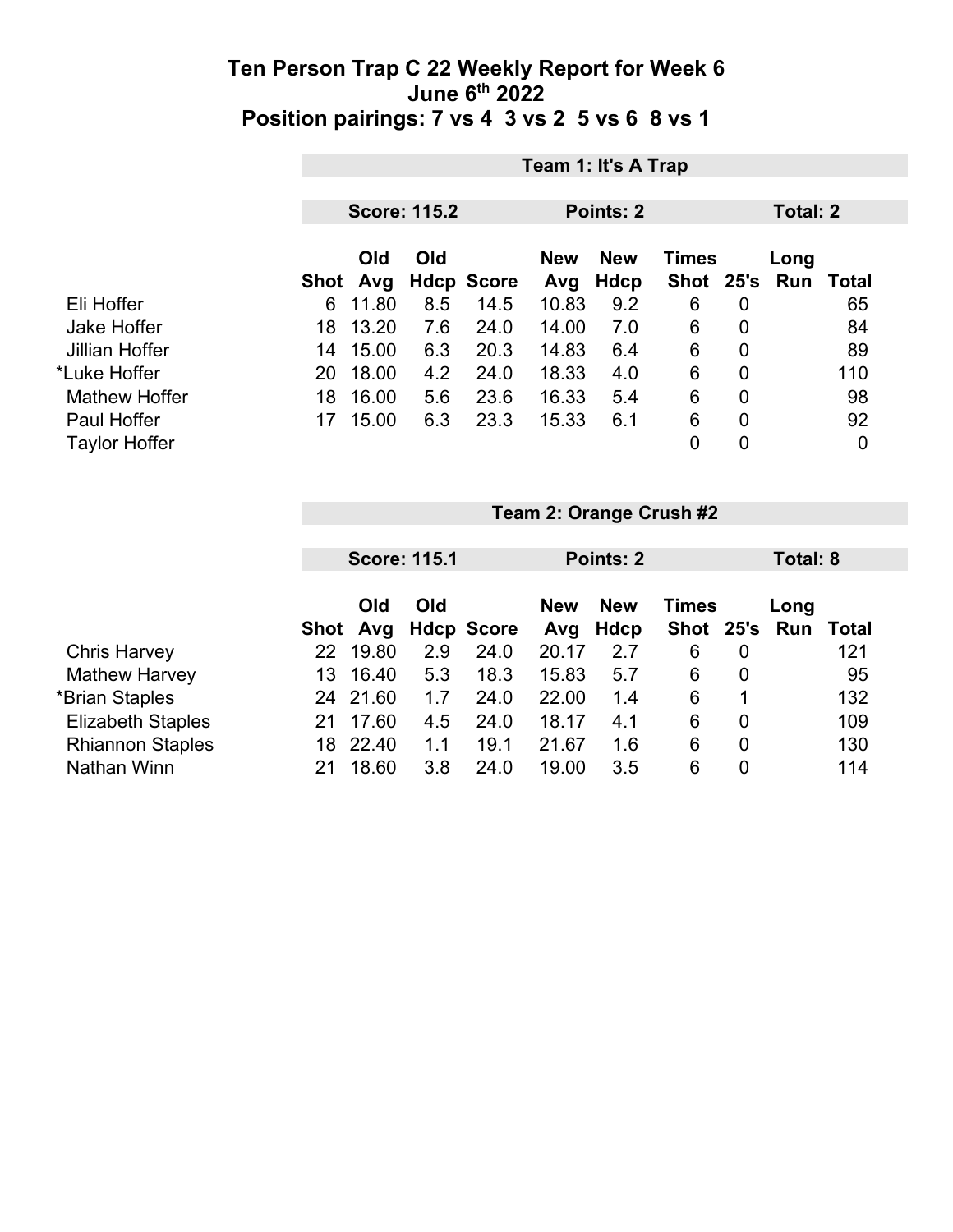# Ten Person Trap C 22 Weekly Report for Week 6
## June 6th 2022
## Position pairings: 7 vs 4  3 vs 2  5 vs 6  8 vs 1

### Team 1: It's A Trap

**Score: 115.2** | **Points: 2** | **Total: 2**

| | Shot | Old Avg | Old Hdcp | Score | New Avg | New Hdcp | Times Shot | 25's | Long Run | Total |
|---|---|---|---|---|---|---|---|---|---|---|
| Eli Hoffer | 6 | 11.80 | 8.5 | 14.5 | 10.83 | 9.2 | 6 | 0 | | 65 |
| Jake Hoffer | 18 | 13.20 | 7.6 | 24.0 | 14.00 | 7.0 | 6 | 0 | | 84 |
| Jillian Hoffer | 14 | 15.00 | 6.3 | 20.3 | 14.83 | 6.4 | 6 | 0 | | 89 |
| *Luke Hoffer | 20 | 18.00 | 4.2 | 24.0 | 18.33 | 4.0 | 6 | 0 | | 110 |
| Mathew Hoffer | 18 | 16.00 | 5.6 | 23.6 | 16.33 | 5.4 | 6 | 0 | | 98 |
| Paul Hoffer | 17 | 15.00 | 6.3 | 23.3 | 15.33 | 6.1 | 6 | 0 | | 92 |
| Taylor Hoffer | | | | | | | 0 | 0 | | 0 |

### Team 2: Orange Crush #2

**Score: 115.1** | **Points: 2** | **Total: 8**

| | Shot | Old Avg | Old Hdcp | Score | New Avg | New Hdcp | Times Shot | 25's | Long Run | Total |
|---|---|---|---|---|---|---|---|---|---|---|
| Chris Harvey | 22 | 19.80 | 2.9 | 24.0 | 20.17 | 2.7 | 6 | 0 | | 121 |
| Mathew Harvey | 13 | 16.40 | 5.3 | 18.3 | 15.83 | 5.7 | 6 | 0 | | 95 |
| *Brian Staples | 24 | 21.60 | 1.7 | 24.0 | 22.00 | 1.4 | 6 | 1 | | 132 |
| Elizabeth Staples | 21 | 17.60 | 4.5 | 24.0 | 18.17 | 4.1 | 6 | 0 | | 109 |
| Rhiannon Staples | 18 | 22.40 | 1.1 | 19.1 | 21.67 | 1.6 | 6 | 0 | | 130 |
| Nathan Winn | 21 | 18.60 | 3.8 | 24.0 | 19.00 | 3.5 | 6 | 0 | | 114 |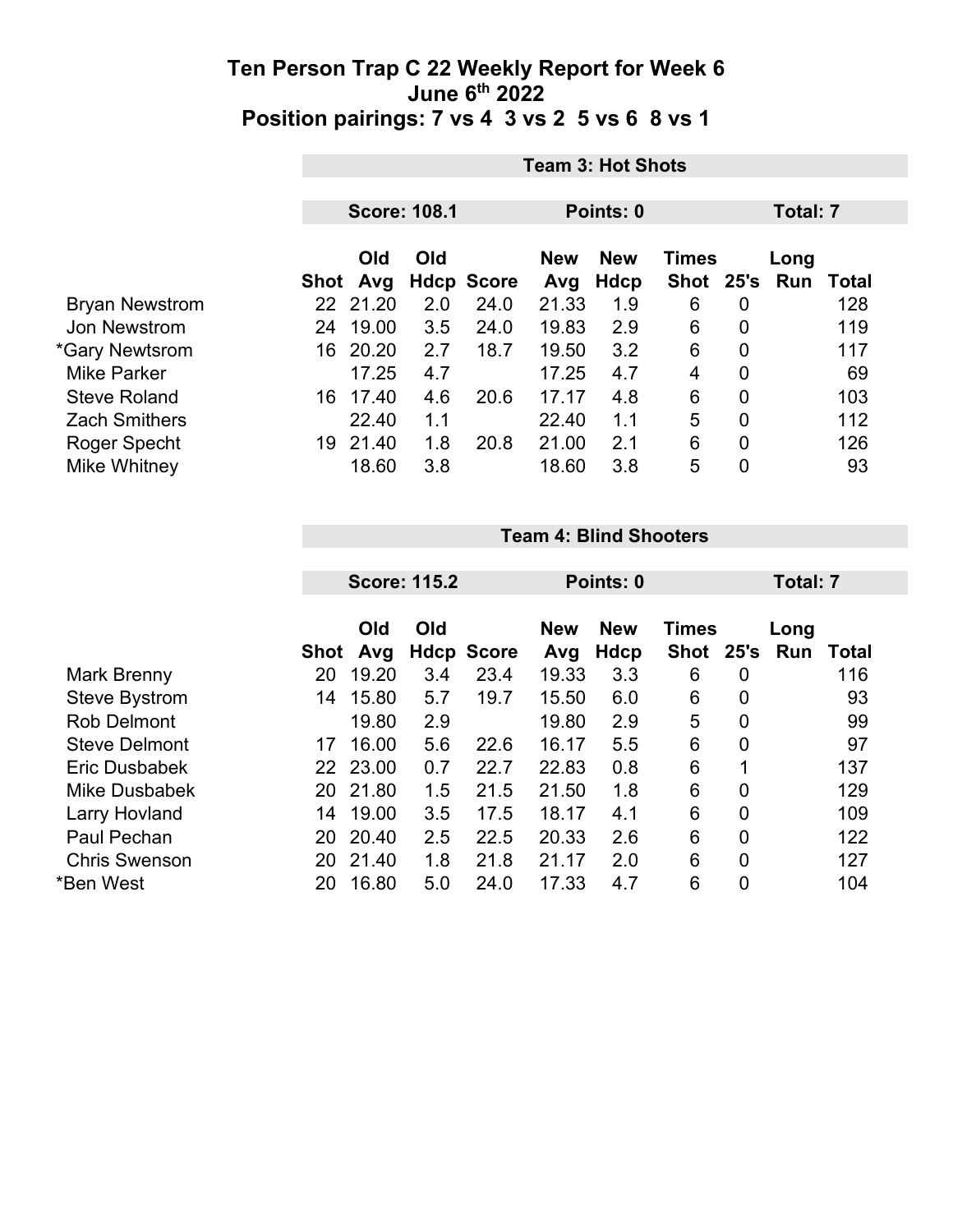# Ten Person Trap C 22 Weekly Report for Week 6
## June 6th 2022
## Position pairings: 7 vs 4 3 vs 2 5 vs 6 8 vs 1

**Team 3: Hot Shots**

**Score: 108.1** | **Points: 0** | **Total: 7**

| | Shot | Old Avg | Old Hdcp | Score | New Avg | New Hdcp | Times Shot | 25's | Long Run | Total |
|---|---|---|---|---|---|---|---|---|---|---|
| Bryan Newstrom | 22 | 21.20 | 2.0 | 24.0 | 21.33 | 1.9 | 6 | 0 | | 128 |
| Jon Newstrom | 24 | 19.00 | 3.5 | 24.0 | 19.83 | 2.9 | 6 | 0 | | 119 |
| *Gary Newtsrom | 16 | 20.20 | 2.7 | 18.7 | 19.50 | 3.2 | 6 | 0 | | 117 |
| Mike Parker | | 17.25 | 4.7 | | 17.25 | 4.7 | 4 | 0 | | 69 |
| Steve Roland | 16 | 17.40 | 4.6 | 20.6 | 17.17 | 4.8 | 6 | 0 | | 103 |
| Zach Smithers | | 22.40 | 1.1 | | 22.40 | 1.1 | 5 | 0 | | 112 |
| Roger Specht | 19 | 21.40 | 1.8 | 20.8 | 21.00 | 2.1 | 6 | 0 | | 126 |
| Mike Whitney | | 18.60 | 3.8 | | 18.60 | 3.8 | 5 | 0 | | 93 |

**Team 4: Blind Shooters**

**Score: 115.2** | **Points: 0** | **Total: 7**

| | Shot | Old Avg | Old Hdcp | Score | New Avg | New Hdcp | Times Shot | 25's | Long Run | Total |
|---|---|---|---|---|---|---|---|---|---|---|
| Mark Brenny | 20 | 19.20 | 3.4 | 23.4 | 19.33 | 3.3 | 6 | 0 | | 116 |
| Steve Bystrom | 14 | 15.80 | 5.7 | 19.7 | 15.50 | 6.0 | 6 | 0 | | 93 |
| Rob Delmont | | 19.80 | 2.9 | | 19.80 | 2.9 | 5 | 0 | | 99 |
| Steve Delmont | 17 | 16.00 | 5.6 | 22.6 | 16.17 | 5.5 | 6 | 0 | | 97 |
| Eric Dusbabek | 22 | 23.00 | 0.7 | 22.7 | 22.83 | 0.8 | 6 | 1 | | 137 |
| Mike Dusbabek | 20 | 21.80 | 1.5 | 21.5 | 21.50 | 1.8 | 6 | 0 | | 129 |
| Larry Hovland | 14 | 19.00 | 3.5 | 17.5 | 18.17 | 4.1 | 6 | 0 | | 109 |
| Paul Pechan | 20 | 20.40 | 2.5 | 22.5 | 20.33 | 2.6 | 6 | 0 | | 122 |
| Chris Swenson | 20 | 21.40 | 1.8 | 21.8 | 21.17 | 2.0 | 6 | 0 | | 127 |
| *Ben West | 20 | 16.80 | 5.0 | 24.0 | 17.33 | 4.7 | 6 | 0 | | 104 |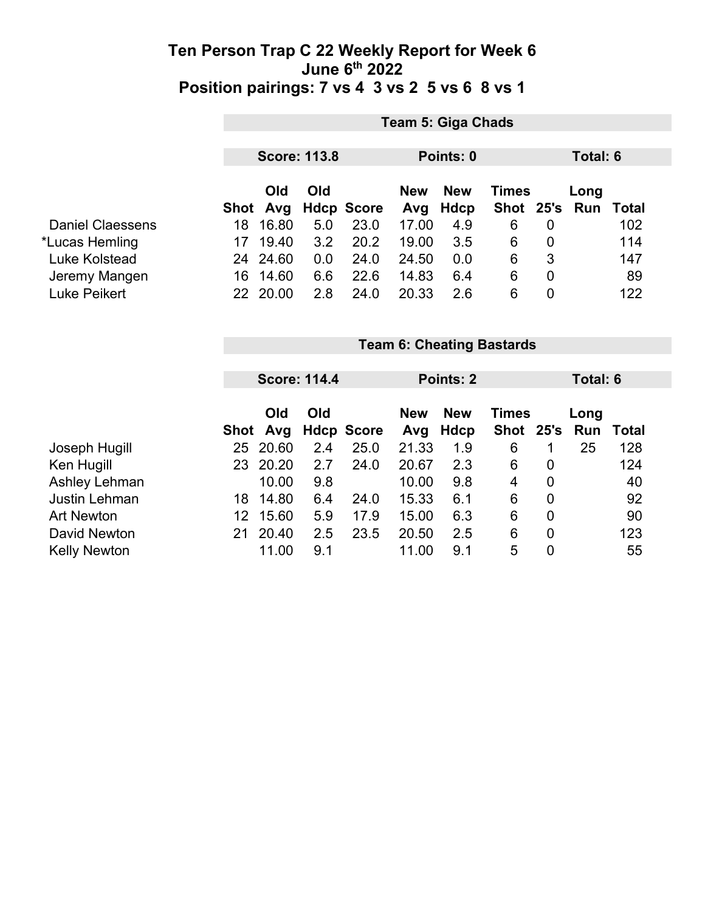# Ten Person Trap C 22 Weekly Report for Week 6
## June 6th 2022
## Position pairings: 7 vs 4 3 vs 2 5 vs 6 8 vs 1

**Team 5: Giga Chads**

**Score: 113.8** | **Points: 0** | **Total: 6**

| | Shot | Old Avg | Old Hdcp | Score | New Avg | New Hdcp | Times Shot | 25's | Long Run | Total |
|---|---|---|---|---|---|---|---|---|---|---|
| Daniel Claessens | 18 | 16.80 | 5.0 | 23.0 | 17.00 | 4.9 | 6 | 0 | | 102 |
| *Lucas Hemling | 17 | 19.40 | 3.2 | 20.2 | 19.00 | 3.5 | 6 | 0 | | 114 |
| Luke Kolstead | 24 | 24.60 | 0.0 | 24.0 | 24.50 | 0.0 | 6 | 3 | | 147 |
| Jeremy Mangen | 16 | 14.60 | 6.6 | 22.6 | 14.83 | 6.4 | 6 | 0 | | 89 |
| Luke Peikert | 22 | 20.00 | 2.8 | 24.0 | 20.33 | 2.6 | 6 | 0 | | 122 |

**Team 6: Cheating Bastards**

**Score: 114.4** | **Points: 2** | **Total: 6**

| | Shot | Old Avg | Old Hdcp | Score | New Avg | New Hdcp | Times Shot | 25's | Long Run | Total |
|---|---|---|---|---|---|---|---|---|---|---|
| Joseph Hugill | 25 | 20.60 | 2.4 | 25.0 | 21.33 | 1.9 | 6 | 1 | 25 | 128 |
| Ken Hugill | 23 | 20.20 | 2.7 | 24.0 | 20.67 | 2.3 | 6 | 0 | | 124 |
| Ashley Lehman | | 10.00 | 9.8 | | 10.00 | 9.8 | 4 | 0 | | 40 |
| Justin Lehman | 18 | 14.80 | 6.4 | 24.0 | 15.33 | 6.1 | 6 | 0 | | 92 |
| Art Newton | 12 | 15.60 | 5.9 | 17.9 | 15.00 | 6.3 | 6 | 0 | | 90 |
| David Newton | 21 | 20.40 | 2.5 | 23.5 | 20.50 | 2.5 | 6 | 0 | | 123 |
| Kelly Newton | | 11.00 | 9.1 | | 11.00 | 9.1 | 5 | 0 | | 55 |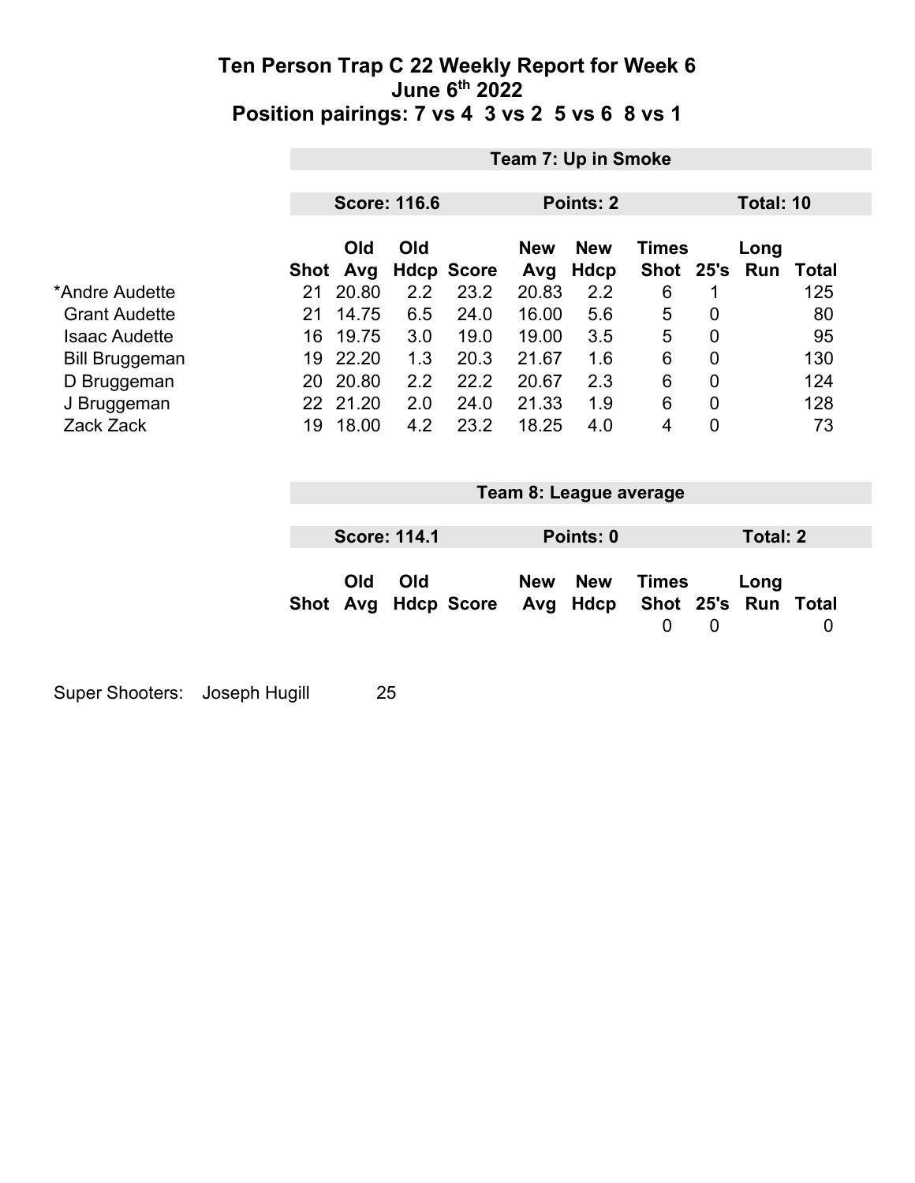# Ten Person Trap C 22 Weekly Report for Week 6
## June 6th 2022
## Position pairings: 7 vs 4 3 vs 2 5 vs 6 8 vs 1

**Team 7: Up in Smoke**

**Score: 116.6** | **Points: 2** | **Total: 10**

| | Shot | Old Avg | Old Hdcp | Score | New Avg | New Hdcp | Times Shot | 25's | Long Run | Total |
|---|---|---|---|---|---|---|---|---|---|---|
| *Andre Audette | 21 | 20.80 | 2.2 | 23.2 | 20.83 | 2.2 | 6 | 1 | | 125 |
| Grant Audette | 21 | 14.75 | 6.5 | 24.0 | 16.00 | 5.6 | 5 | 0 | | 80 |
| Isaac Audette | 16 | 19.75 | 3.0 | 19.0 | 19.00 | 3.5 | 5 | 0 | | 95 |
| Bill Bruggeman | 19 | 22.20 | 1.3 | 20.3 | 21.67 | 1.6 | 6 | 0 | | 130 |
| D Bruggeman | 20 | 20.80 | 2.2 | 22.2 | 20.67 | 2.3 | 6 | 0 | | 124 |
| J Bruggeman | 22 | 21.20 | 2.0 | 24.0 | 21.33 | 1.9 | 6 | 0 | | 128 |
| Zack Zack | 19 | 18.00 | 4.2 | 23.2 | 18.25 | 4.0 | 4 | 0 | | 73 |

**Team 8: League average**

**Score: 114.1** | **Points: 0** | **Total: 2**

| | Shot | Old Avg | Old Hdcp | Score | New Avg | New Hdcp | Times Shot | 25's | Long Run | Total |
|---|---|---|---|---|---|---|---|---|---|---|
| | | | | | | | 0 | 0 | | 0 |

Super Shooters: Joseph Hugill 25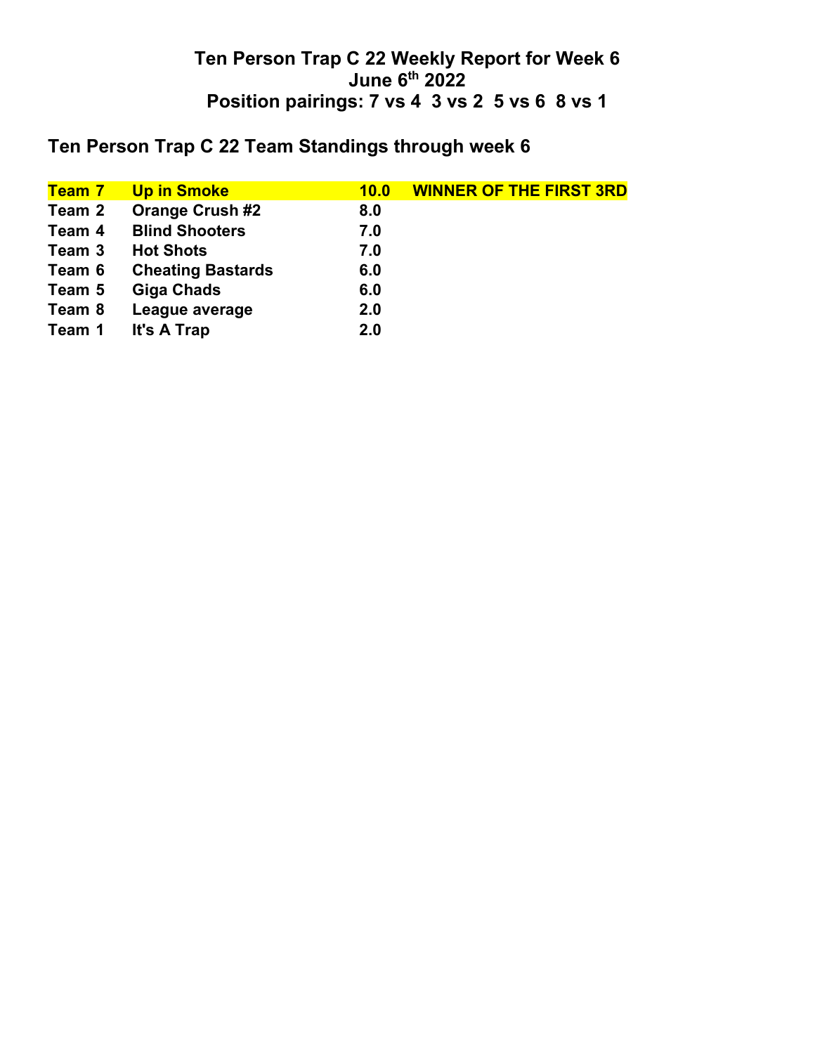# Ten Person Trap C 22 Weekly Report for Week 6
## June 6th 2022
## Position pairings: 7 vs 4  3 vs 2  5 vs 6  8 vs 1

## Ten Person Trap C 22 Team Standings through week 6

| | | | |
|---|---|---|---|
| **Team 7** | **Up in Smoke** | **10.0** | **WINNER OF THE FIRST 3RD** |
| **Team 2** | **Orange Crush #2** | **8.0** | |
| **Team 4** | **Blind Shooters** | **7.0** | |
| **Team 3** | **Hot Shots** | **7.0** | |
| **Team 6** | **Cheating Bastards** | **6.0** | |
| **Team 5** | **Giga Chads** | **6.0** | |
| **Team 8** | **League average** | **2.0** | |
| **Team 1** | **It's A Trap** | **2.0** | |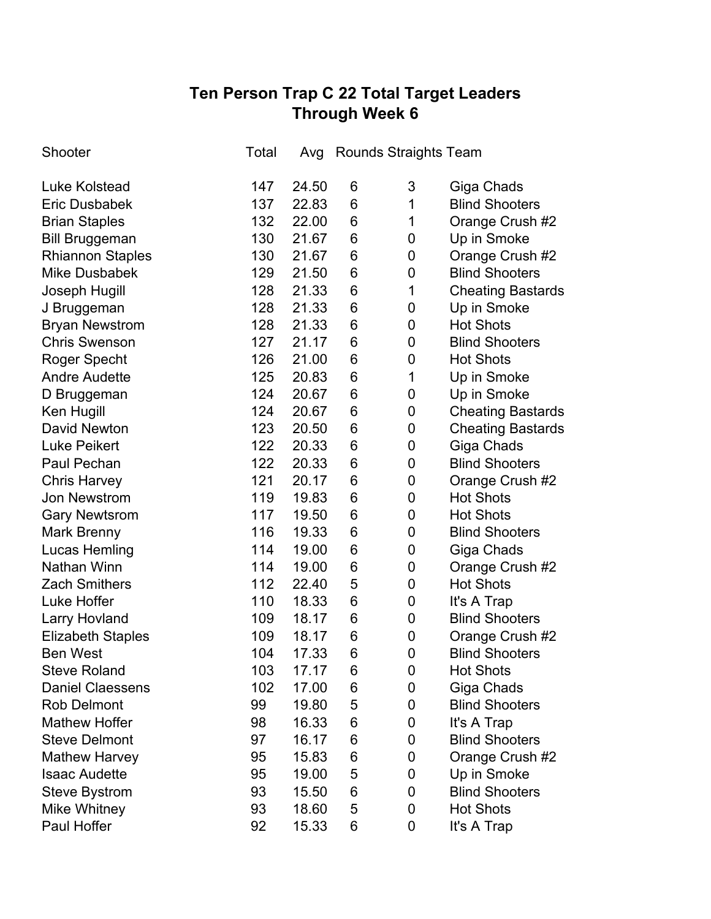# Ten Person Trap C 22 Total Target Leaders
## Through Week 6

| Shooter | Total | Avg | Rounds | Straights | Team |
|---|---|---|---|---|---|
| Luke Kolstead | 147 | 24.50 | 6 | 3 | Giga Chads |
| Eric Dusbabek | 137 | 22.83 | 6 | 1 | Blind Shooters |
| Brian Staples | 132 | 22.00 | 6 | 1 | Orange Crush #2 |
| Bill Bruggeman | 130 | 21.67 | 6 | 0 | Up in Smoke |
| Rhiannon Staples | 130 | 21.67 | 6 | 0 | Orange Crush #2 |
| Mike Dusbabek | 129 | 21.50 | 6 | 0 | Blind Shooters |
| Joseph Hugill | 128 | 21.33 | 6 | 1 | Cheating Bastards |
| J Bruggeman | 128 | 21.33 | 6 | 0 | Up in Smoke |
| Bryan Newstrom | 128 | 21.33 | 6 | 0 | Hot Shots |
| Chris Swenson | 127 | 21.17 | 6 | 0 | Blind Shooters |
| Roger Specht | 126 | 21.00 | 6 | 0 | Hot Shots |
| Andre Audette | 125 | 20.83 | 6 | 1 | Up in Smoke |
| D Bruggeman | 124 | 20.67 | 6 | 0 | Up in Smoke |
| Ken Hugill | 124 | 20.67 | 6 | 0 | Cheating Bastards |
| David Newton | 123 | 20.50 | 6 | 0 | Cheating Bastards |
| Luke Peikert | 122 | 20.33 | 6 | 0 | Giga Chads |
| Paul Pechan | 122 | 20.33 | 6 | 0 | Blind Shooters |
| Chris Harvey | 121 | 20.17 | 6 | 0 | Orange Crush #2 |
| Jon Newstrom | 119 | 19.83 | 6 | 0 | Hot Shots |
| Gary Newtsrom | 117 | 19.50 | 6 | 0 | Hot Shots |
| Mark Brenny | 116 | 19.33 | 6 | 0 | Blind Shooters |
| Lucas Hemling | 114 | 19.00 | 6 | 0 | Giga Chads |
| Nathan Winn | 114 | 19.00 | 6 | 0 | Orange Crush #2 |
| Zach Smithers | 112 | 22.40 | 5 | 0 | Hot Shots |
| Luke Hoffer | 110 | 18.33 | 6 | 0 | It's A Trap |
| Larry Hovland | 109 | 18.17 | 6 | 0 | Blind Shooters |
| Elizabeth Staples | 109 | 18.17 | 6 | 0 | Orange Crush #2 |
| Ben West | 104 | 17.33 | 6 | 0 | Blind Shooters |
| Steve Roland | 103 | 17.17 | 6 | 0 | Hot Shots |
| Daniel Claessens | 102 | 17.00 | 6 | 0 | Giga Chads |
| Rob Delmont | 99 | 19.80 | 5 | 0 | Blind Shooters |
| Mathew Hoffer | 98 | 16.33 | 6 | 0 | It's A Trap |
| Steve Delmont | 97 | 16.17 | 6 | 0 | Blind Shooters |
| Mathew Harvey | 95 | 15.83 | 6 | 0 | Orange Crush #2 |
| Isaac Audette | 95 | 19.00 | 5 | 0 | Up in Smoke |
| Steve Bystrom | 93 | 15.50 | 6 | 0 | Blind Shooters |
| Mike Whitney | 93 | 18.60 | 5 | 0 | Hot Shots |
| Paul Hoffer | 92 | 15.33 | 6 | 0 | It's A Trap |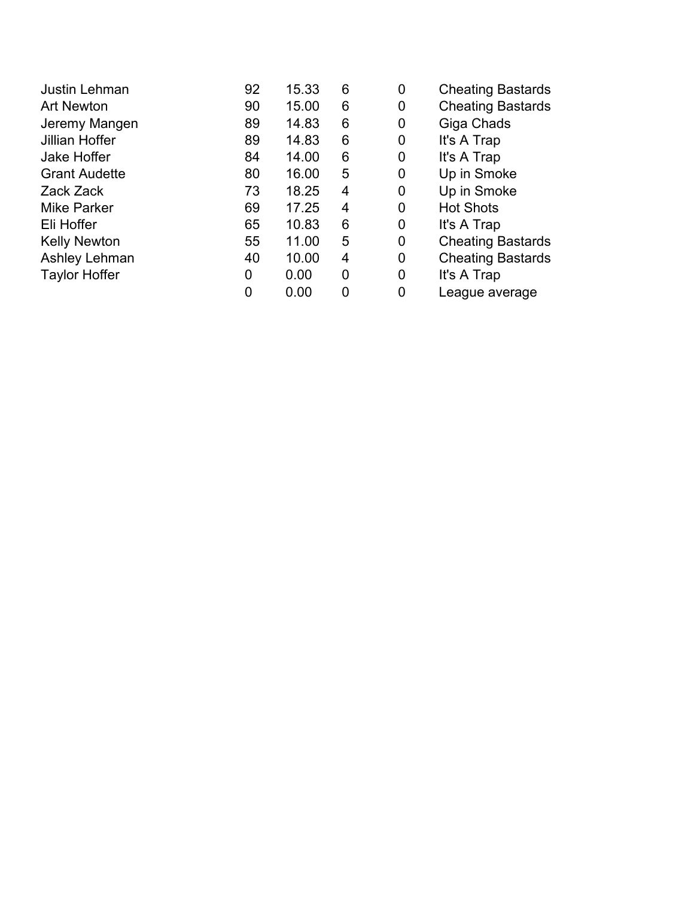| | | | | | |
|---|---|---|---|---|---|
| Justin Lehman | 92 | 15.33 | 6 | 0 | Cheating Bastards |
| Art Newton | 90 | 15.00 | 6 | 0 | Cheating Bastards |
| Jeremy Mangen | 89 | 14.83 | 6 | 0 | Giga Chads |
| Jillian Hoffer | 89 | 14.83 | 6 | 0 | It's A Trap |
| Jake Hoffer | 84 | 14.00 | 6 | 0 | It's A Trap |
| Grant Audette | 80 | 16.00 | 5 | 0 | Up in Smoke |
| Zack Zack | 73 | 18.25 | 4 | 0 | Up in Smoke |
| Mike Parker | 69 | 17.25 | 4 | 0 | Hot Shots |
| Eli Hoffer | 65 | 10.83 | 6 | 0 | It's A Trap |
| Kelly Newton | 55 | 11.00 | 5 | 0 | Cheating Bastards |
| Ashley Lehman | 40 | 10.00 | 4 | 0 | Cheating Bastards |
| Taylor Hoffer | 0 | 0.00 | 0 | 0 | It's A Trap |
| | 0 | 0.00 | 0 | 0 | League average |